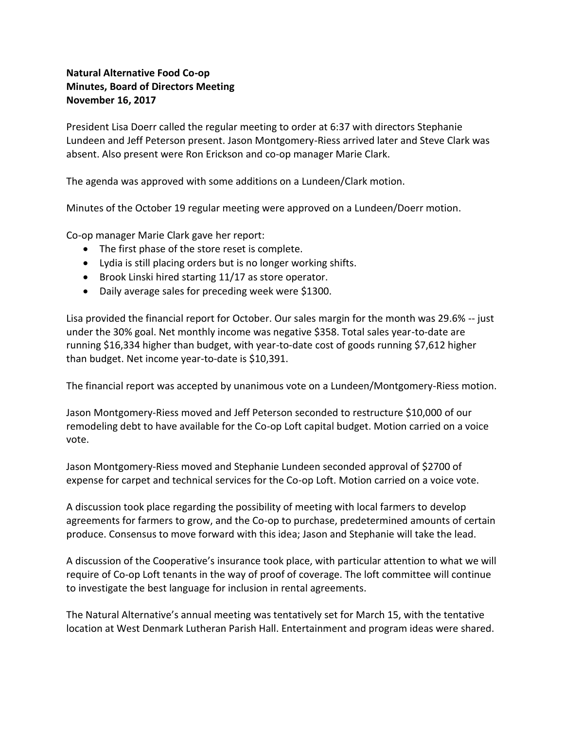**Natural Alternative Food Co-op**
**Minutes, Board of Directors Meeting**
**November 16, 2017**

President Lisa Doerr called the regular meeting to order at 6:37 with directors Stephanie Lundeen and Jeff Peterson present. Jason Montgomery-Riess arrived later and Steve Clark was absent. Also present were Ron Erickson and co-op manager Marie Clark.

The agenda was approved with some additions on a Lundeen/Clark motion.

Minutes of the October 19 regular meeting were approved on a Lundeen/Doerr motion.

Co-op manager Marie Clark gave her report:

- The first phase of the store reset is complete.
- Lydia is still placing orders but is no longer working shifts.
- Brook Linski hired starting 11/17 as store operator.
- Daily average sales for preceding week were $1300.

Lisa provided the financial report for October. Our sales margin for the month was 29.6% -- just under the 30% goal. Net monthly income was negative $358. Total sales year-to-date are running $16,334 higher than budget, with year-to-date cost of goods running $7,612 higher than budget. Net income year-to-date is $10,391.

The financial report was accepted by unanimous vote on a Lundeen/Montgomery-Riess motion.

Jason Montgomery-Riess moved and Jeff Peterson seconded to restructure $10,000 of our remodeling debt to have available for the Co-op Loft capital budget. Motion carried on a voice vote.

Jason Montgomery-Riess moved and Stephanie Lundeen seconded approval of $2700 of expense for carpet and technical services for the Co-op Loft. Motion carried on a voice vote.

A discussion took place regarding the possibility of meeting with local farmers to develop agreements for farmers to grow, and the Co-op to purchase, predetermined amounts of certain produce. Consensus to move forward with this idea; Jason and Stephanie will take the lead.

A discussion of the Cooperative's insurance took place, with particular attention to what we will require of Co-op Loft tenants in the way of proof of coverage. The loft committee will continue to investigate the best language for inclusion in rental agreements.

The Natural Alternative's annual meeting was tentatively set for March 15, with the tentative location at West Denmark Lutheran Parish Hall. Entertainment and program ideas were shared.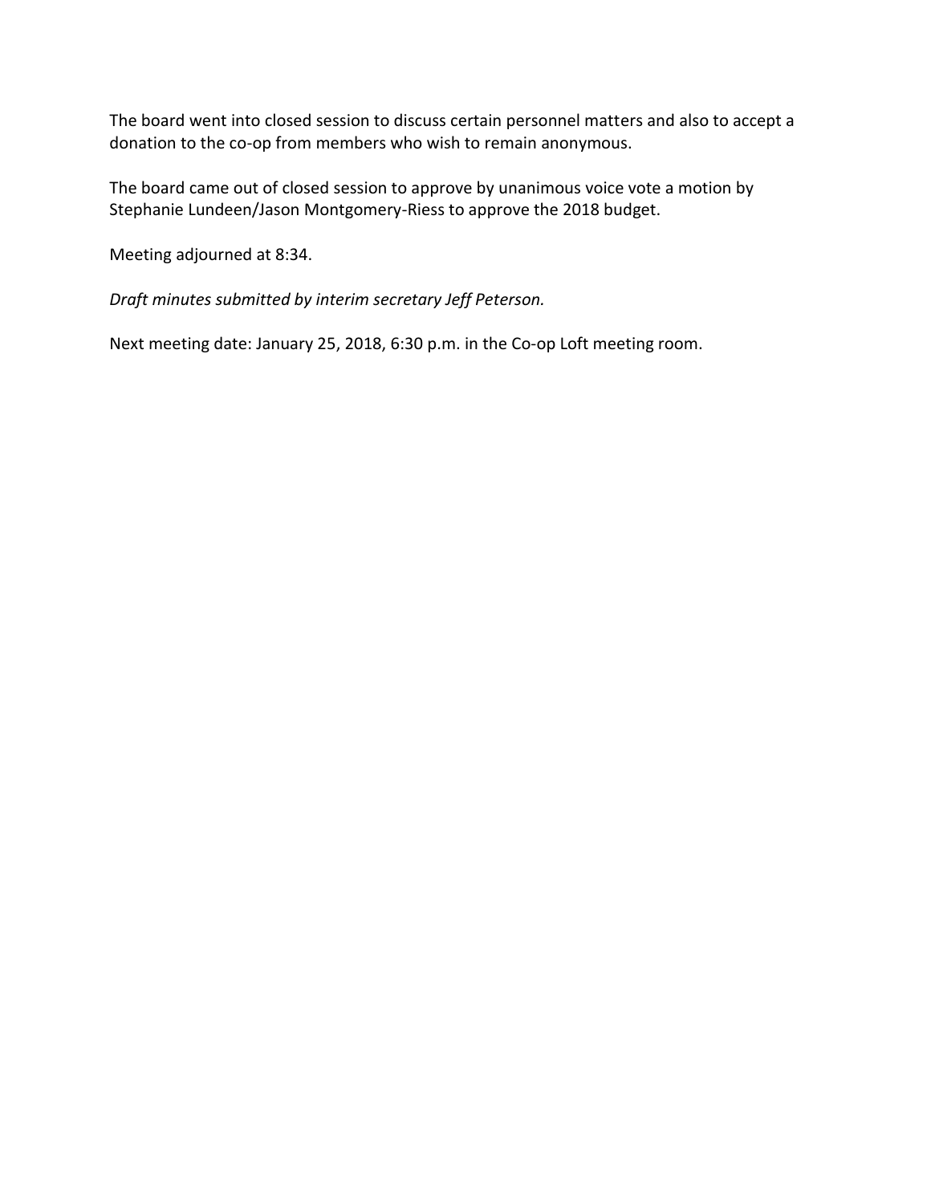The board went into closed session to discuss certain personnel matters and also to accept a donation to the co-op from members who wish to remain anonymous.

The board came out of closed session to approve by unanimous voice vote a motion by Stephanie Lundeen/Jason Montgomery-Riess to approve the 2018 budget.

Meeting adjourned at 8:34.

*Draft minutes submitted by interim secretary Jeff Peterson.*

Next meeting date: January 25, 2018, 6:30 p.m. in the Co-op Loft meeting room.